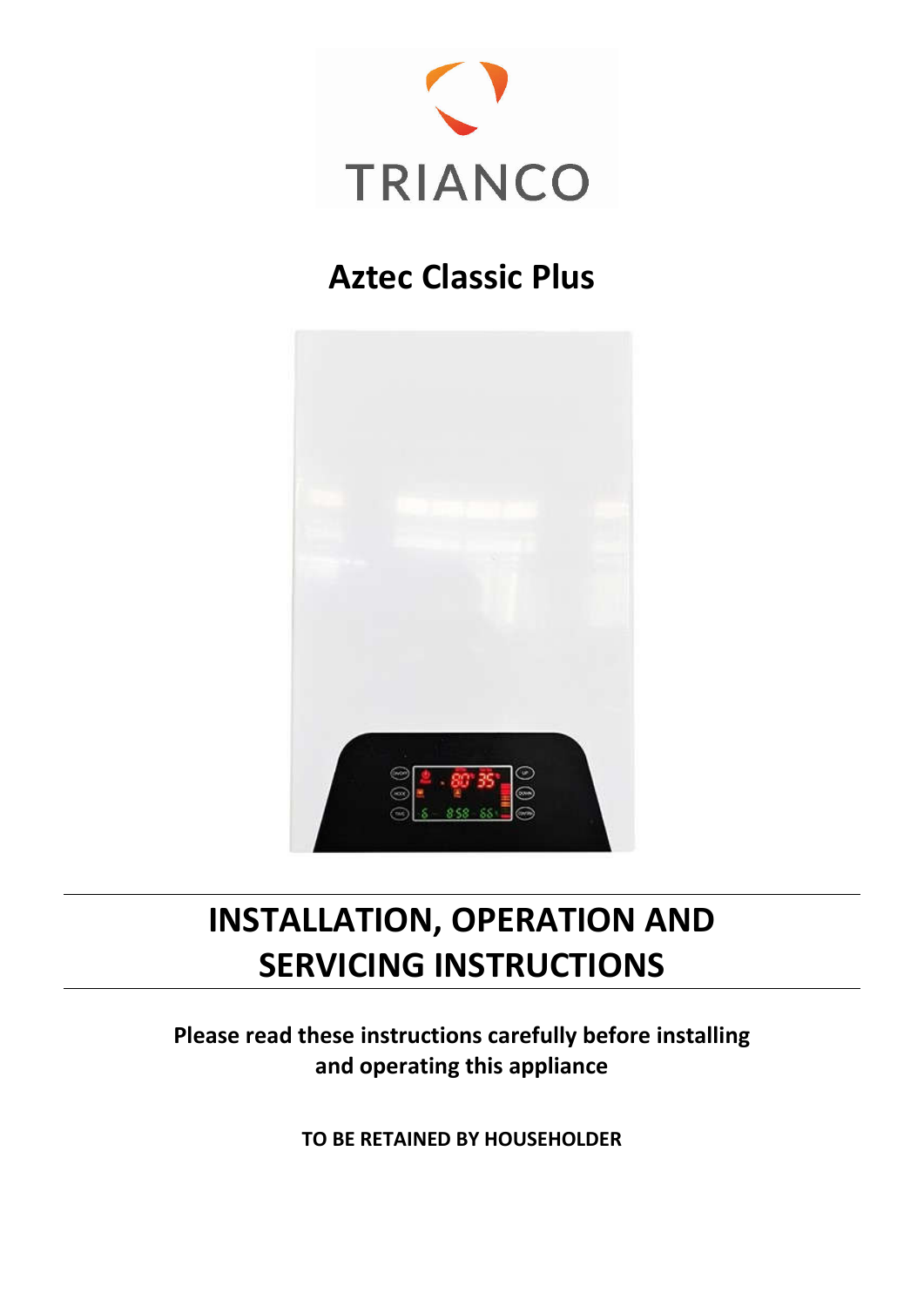TRIANCO

# Aztec Classic Plus

# INSTALLATION, OPERATION AND SERVICING INSTRUCTIONS

**Please read these instructions carefully before installing and operating this appliance**

**TO BE RETAINED BY HOUSEHOLDER**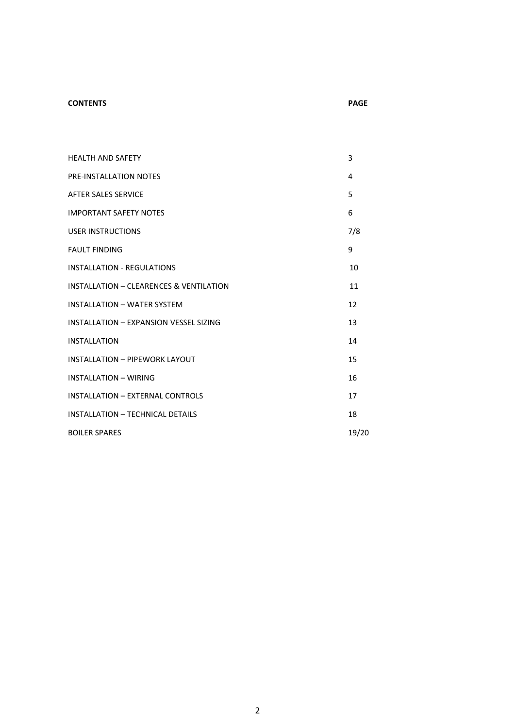| CONTENTS | PAGE |
| --- | --- |
| HEALTH AND SAFETY | 3 |
| PRE-INSTALLATION NOTES | 4 |
| AFTER SALES SERVICE | 5 |
| IMPORTANT SAFETY NOTES | 6 |
| USER INSTRUCTIONS | 7/8 |
| FAULT FINDING | 9 |
| INSTALLATION - REGULATIONS | 10 |
| INSTALLATION – CLEARENCES & VENTILATION | 11 |
| INSTALLATION – WATER SYSTEM | 12 |
| INSTALLATION – EXPANSION VESSEL SIZING | 13 |
| INSTALLATION | 14 |
| INSTALLATION – PIPEWORK LAYOUT | 15 |
| INSTALLATION – WIRING | 16 |
| INSTALLATION – EXTERNAL CONTROLS | 17 |
| INSTALLATION – TECHNICAL DETAILS | 18 |
| BOILER SPARES | 19/20 |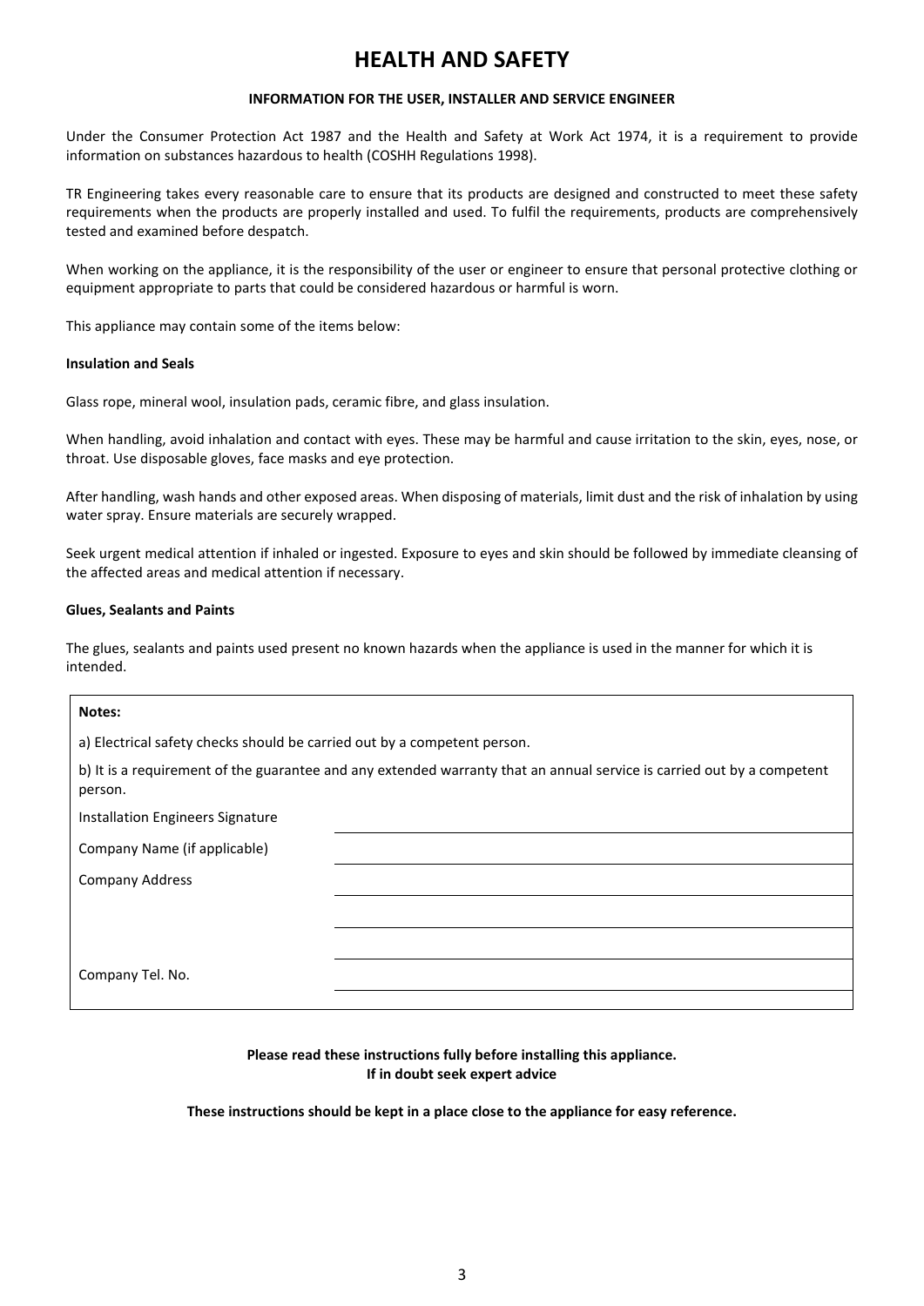# HEALTH AND SAFETY

**INFORMATION FOR THE USER, INSTALLER AND SERVICE ENGINEER**

Under the Consumer Protection Act 1987 and the Health and Safety at Work Act 1974, it is a requirement to provide information on substances hazardous to health (COSHH Regulations 1998).

TR Engineering takes every reasonable care to ensure that its products are designed and constructed to meet these safety requirements when the products are properly installed and used. To fulfil the requirements, products are comprehensively tested and examined before despatch.

When working on the appliance, it is the responsibility of the user or engineer to ensure that personal protective clothing or equipment appropriate to parts that could be considered hazardous or harmful is worn.

This appliance may contain some of the items below:

**Insulation and Seals**

Glass rope, mineral wool, insulation pads, ceramic fibre, and glass insulation.

When handling, avoid inhalation and contact with eyes. These may be harmful and cause irritation to the skin, eyes, nose, or throat. Use disposable gloves, face masks and eye protection.

After handling, wash hands and other exposed areas. When disposing of materials, limit dust and the risk of inhalation by using water spray. Ensure materials are securely wrapped.

Seek urgent medical attention if inhaled or ingested. Exposure to eyes and skin should be followed by immediate cleansing of the affected areas and medical attention if necessary.

**Glues, Sealants and Paints**

The glues, sealants and paints used present no known hazards when the appliance is used in the manner for which it is intended.

**Notes:**

a) Electrical safety checks should be carried out by a competent person.

b) It is a requirement of the guarantee and any extended warranty that an annual service is carried out by a competent person.

| | |
|---|---|
| Installation Engineers Signature | |
| Company Name (if applicable) | |
| Company Address | |
| | |
| | |
| Company Tel. No. | |

**Please read these instructions fully before installing this appliance.**
**If in doubt seek expert advice**

**These instructions should be kept in a place close to the appliance for easy reference.**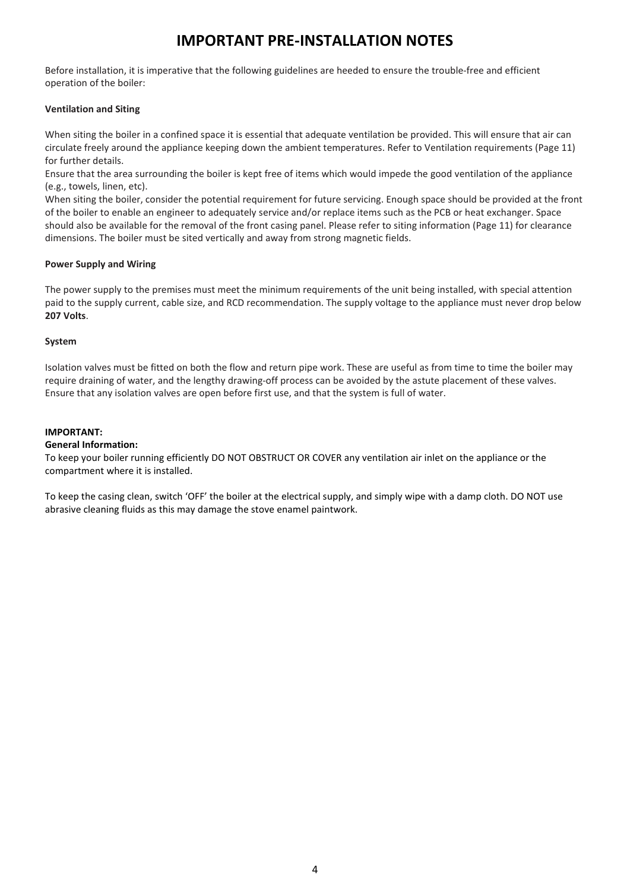# IMPORTANT PRE-INSTALLATION NOTES

Before installation, it is imperative that the following guidelines are heeded to ensure the trouble-free and efficient operation of the boiler:

**Ventilation and Siting**

When siting the boiler in a confined space it is essential that adequate ventilation be provided. This will ensure that air can circulate freely around the appliance keeping down the ambient temperatures. Refer to Ventilation requirements (Page 11) for further details.

Ensure that the area surrounding the boiler is kept free of items which would impede the good ventilation of the appliance (e.g., towels, linen, etc).

When siting the boiler, consider the potential requirement for future servicing. Enough space should be provided at the front of the boiler to enable an engineer to adequately service and/or replace items such as the PCB or heat exchanger. Space should also be available for the removal of the front casing panel. Please refer to siting information (Page 11) for clearance dimensions. The boiler must be sited vertically and away from strong magnetic fields.

**Power Supply and Wiring**

The power supply to the premises must meet the minimum requirements of the unit being installed, with special attention paid to the supply current, cable size, and RCD recommendation. The supply voltage to the appliance must never drop below **207 Volts**.

**System**

Isolation valves must be fitted on both the flow and return pipe work. These are useful as from time to time the boiler may require draining of water, and the lengthy drawing-off process can be avoided by the astute placement of these valves. Ensure that any isolation valves are open before first use, and that the system is full of water.

**IMPORTANT:**

**General Information:**

To keep your boiler running efficiently DO NOT OBSTRUCT OR COVER any ventilation air inlet on the appliance or the compartment where it is installed.

To keep the casing clean, switch 'OFF' the boiler at the electrical supply, and simply wipe with a damp cloth. DO NOT use abrasive cleaning fluids as this may damage the stove enamel paintwork.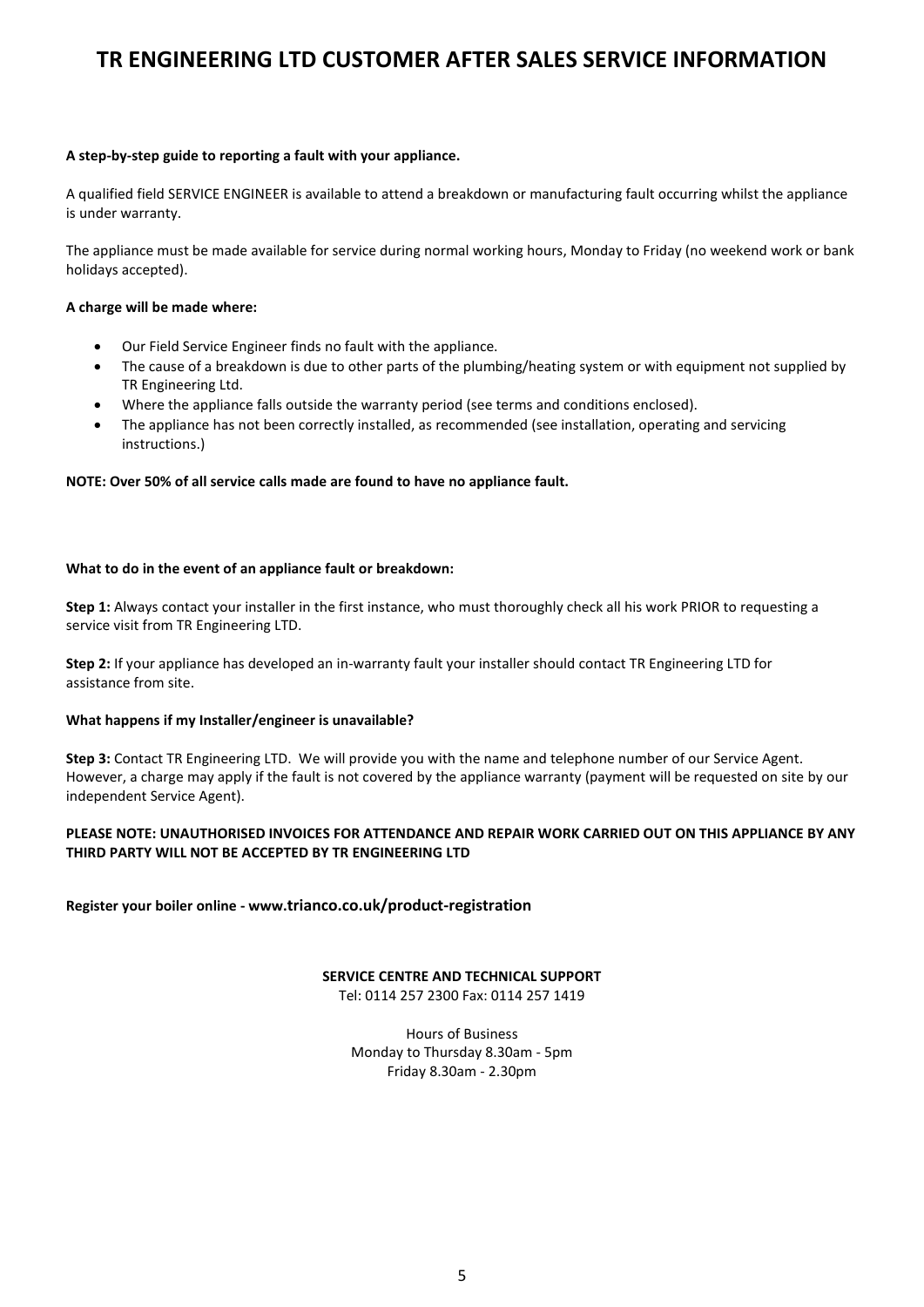# TR ENGINEERING LTD CUSTOMER AFTER SALES SERVICE INFORMATION

**A step-by-step guide to reporting a fault with your appliance.**

A qualified field SERVICE ENGINEER is available to attend a breakdown or manufacturing fault occurring whilst the appliance is under warranty.

The appliance must be made available for service during normal working hours, Monday to Friday (no weekend work or bank holidays accepted).

**A charge will be made where:**

- Our Field Service Engineer finds no fault with the appliance.
- The cause of a breakdown is due to other parts of the plumbing/heating system or with equipment not supplied by TR Engineering Ltd.
- Where the appliance falls outside the warranty period (see terms and conditions enclosed).
- The appliance has not been correctly installed, as recommended (see installation, operating and servicing instructions.)

**NOTE: Over 50% of all service calls made are found to have no appliance fault.**

**What to do in the event of an appliance fault or breakdown:**

**Step 1:** Always contact your installer in the first instance, who must thoroughly check all his work PRIOR to requesting a service visit from TR Engineering LTD.

**Step 2:** If your appliance has developed an in-warranty fault your installer should contact TR Engineering LTD for assistance from site.

**What happens if my Installer/engineer is unavailable?**

**Step 3:** Contact TR Engineering LTD. We will provide you with the name and telephone number of our Service Agent. However, a charge may apply if the fault is not covered by the appliance warranty (payment will be requested on site by our independent Service Agent).

**PLEASE NOTE: UNAUTHORISED INVOICES FOR ATTENDANCE AND REPAIR WORK CARRIED OUT ON THIS APPLIANCE BY ANY THIRD PARTY WILL NOT BE ACCEPTED BY TR ENGINEERING LTD**

**Register your boiler online - www.trianco.co.uk/product-registration**

**SERVICE CENTRE AND TECHNICAL SUPPORT**
Tel: 0114 257 2300 Fax: 0114 257 1419

Hours of Business
Monday to Thursday 8.30am - 5pm
Friday 8.30am - 2.30pm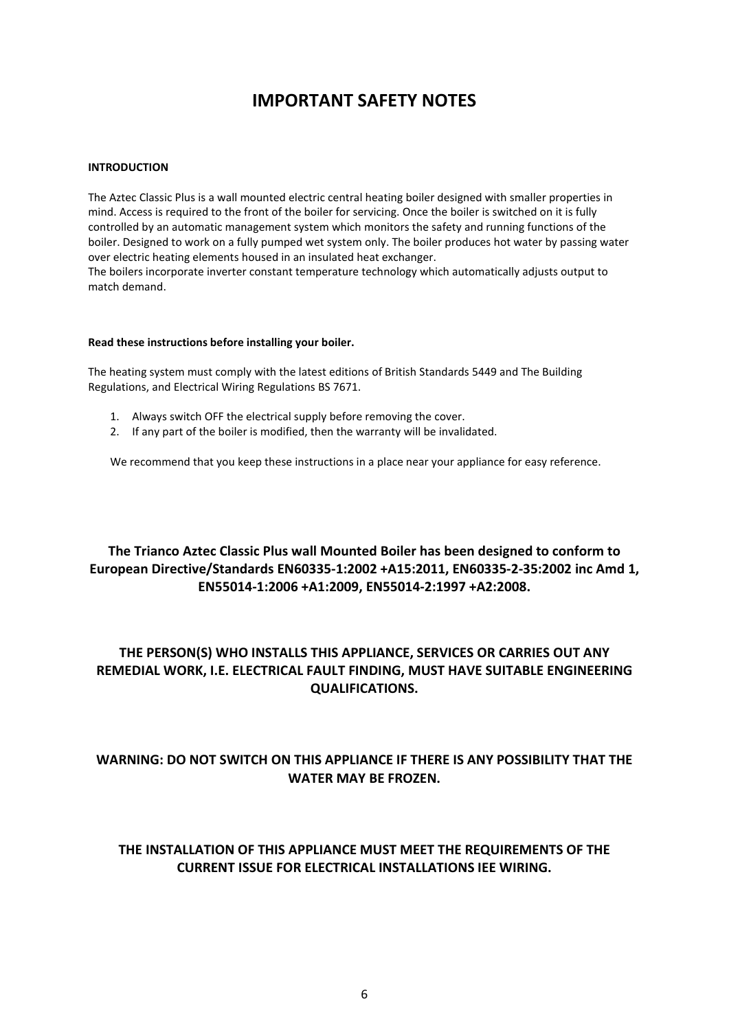# IMPORTANT SAFETY NOTES

**INTRODUCTION**

The Aztec Classic Plus is a wall mounted electric central heating boiler designed with smaller properties in mind. Access is required to the front of the boiler for servicing. Once the boiler is switched on it is fully controlled by an automatic management system which monitors the safety and running functions of the boiler. Designed to work on a fully pumped wet system only. The boiler produces hot water by passing water over electric heating elements housed in an insulated heat exchanger.
The boilers incorporate inverter constant temperature technology which automatically adjusts output to match demand.

**Read these instructions before installing your boiler.**

The heating system must comply with the latest editions of British Standards 5449 and The Building Regulations, and Electrical Wiring Regulations BS 7671.

1. Always switch OFF the electrical supply before removing the cover.
2. If any part of the boiler is modified, then the warranty will be invalidated.

We recommend that you keep these instructions in a place near your appliance for easy reference.

**The Trianco Aztec Classic Plus wall Mounted Boiler has been designed to conform to European Directive/Standards EN60335-1:2002 +A15:2011, EN60335-2-35:2002 inc Amd 1, EN55014-1:2006 +A1:2009, EN55014-2:1997 +A2:2008.**

**THE PERSON(S) WHO INSTALLS THIS APPLIANCE, SERVICES OR CARRIES OUT ANY REMEDIAL WORK, I.E. ELECTRICAL FAULT FINDING, MUST HAVE SUITABLE ENGINEERING QUALIFICATIONS.**

**WARNING: DO NOT SWITCH ON THIS APPLIANCE IF THERE IS ANY POSSIBILITY THAT THE WATER MAY BE FROZEN.**

**THE INSTALLATION OF THIS APPLIANCE MUST MEET THE REQUIREMENTS OF THE CURRENT ISSUE FOR ELECTRICAL INSTALLATIONS IEE WIRING.**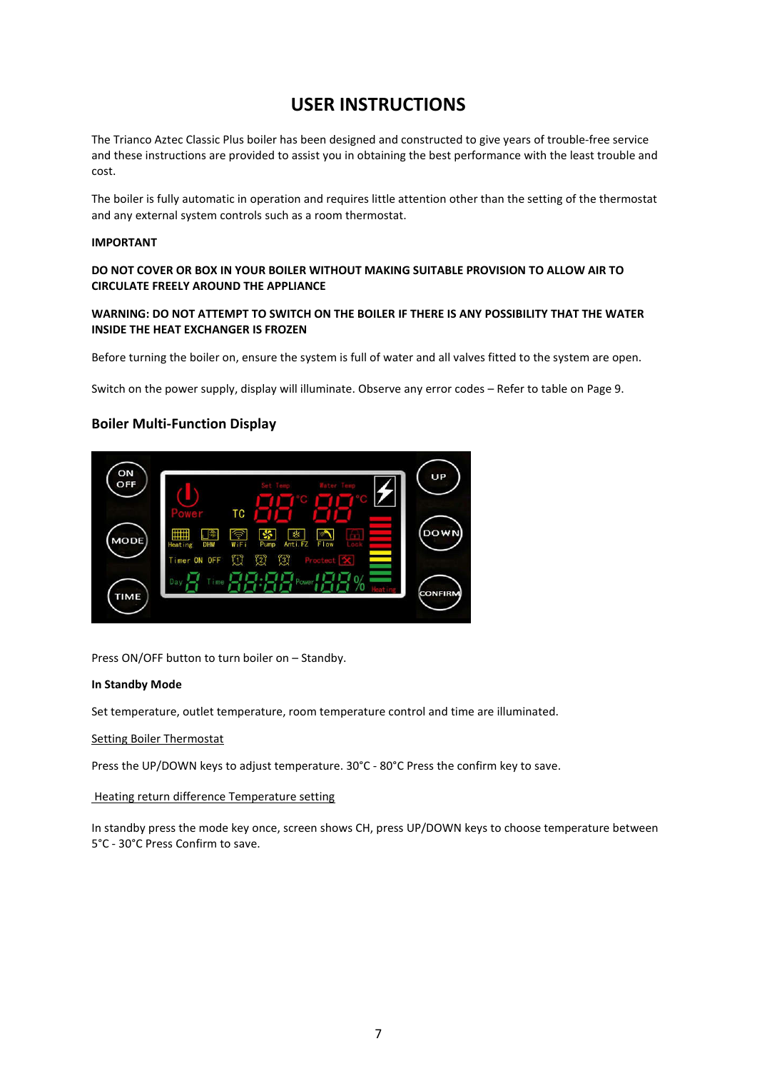# USER INSTRUCTIONS

The Trianco Aztec Classic Plus boiler has been designed and constructed to give years of trouble-free service and these instructions are provided to assist you in obtaining the best performance with the least trouble and cost.

The boiler is fully automatic in operation and requires little attention other than the setting of the thermostat and any external system controls such as a room thermostat.

**IMPORTANT**

**DO NOT COVER OR BOX IN YOUR BOILER WITHOUT MAKING SUITABLE PROVISION TO ALLOW AIR TO CIRCULATE FREELY AROUND THE APPLIANCE**

**WARNING: DO NOT ATTEMPT TO SWITCH ON THE BOILER IF THERE IS ANY POSSIBILITY THAT THE WATER INSIDE THE HEAT EXCHANGER IS FROZEN**

Before turning the boiler on, ensure the system is full of water and all valves fitted to the system are open.

Switch on the power supply, display will illuminate. Observe any error codes – Refer to table on Page 9.

## Boiler Multi-Function Display

Press ON/OFF button to turn boiler on – Standby.

**In Standby Mode**

Set temperature, outlet temperature, room temperature control and time are illuminated.

Setting Boiler Thermostat

Press the UP/DOWN keys to adjust temperature. 30°C - 80°C Press the confirm key to save.

Heating return difference Temperature setting

In standby press the mode key once, screen shows CH, press UP/DOWN keys to choose temperature between 5°C - 30°C Press Confirm to save.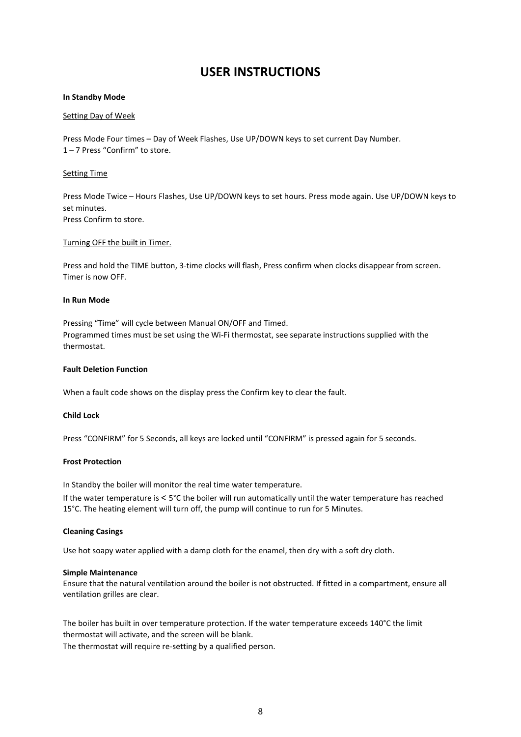# USER INSTRUCTIONS

**In Standby Mode**

Setting Day of Week

Press Mode Four times – Day of Week Flashes, Use UP/DOWN keys to set current Day Number.
1 – 7 Press “Confirm” to store.

Setting Time

Press Mode Twice – Hours Flashes, Use UP/DOWN keys to set hours. Press mode again. Use UP/DOWN keys to set minutes.
Press Confirm to store.

Turning OFF the built in Timer.

Press and hold the TIME button, 3-time clocks will flash, Press confirm when clocks disappear from screen.
Timer is now OFF.

**In Run Mode**

Pressing “Time” will cycle between Manual ON/OFF and Timed.
Programmed times must be set using the Wi-Fi thermostat, see separate instructions supplied with the thermostat.

**Fault Deletion Function**

When a fault code shows on the display press the Confirm key to clear the fault.

**Child Lock**

Press “CONFIRM” for 5 Seconds, all keys are locked until “CONFIRM” is pressed again for 5 seconds.

**Frost Protection**

In Standby the boiler will monitor the real time water temperature.
If the water temperature is < 5°C the boiler will run automatically until the water temperature has reached 15°C. The heating element will turn off, the pump will continue to run for 5 Minutes.

**Cleaning Casings**

Use hot soapy water applied with a damp cloth for the enamel, then dry with a soft dry cloth.

**Simple Maintenance**
Ensure that the natural ventilation around the boiler is not obstructed. If fitted in a compartment, ensure all ventilation grilles are clear.

The boiler has built in over temperature protection. If the water temperature exceeds 140°C the limit thermostat will activate, and the screen will be blank.
The thermostat will require re-setting by a qualified person.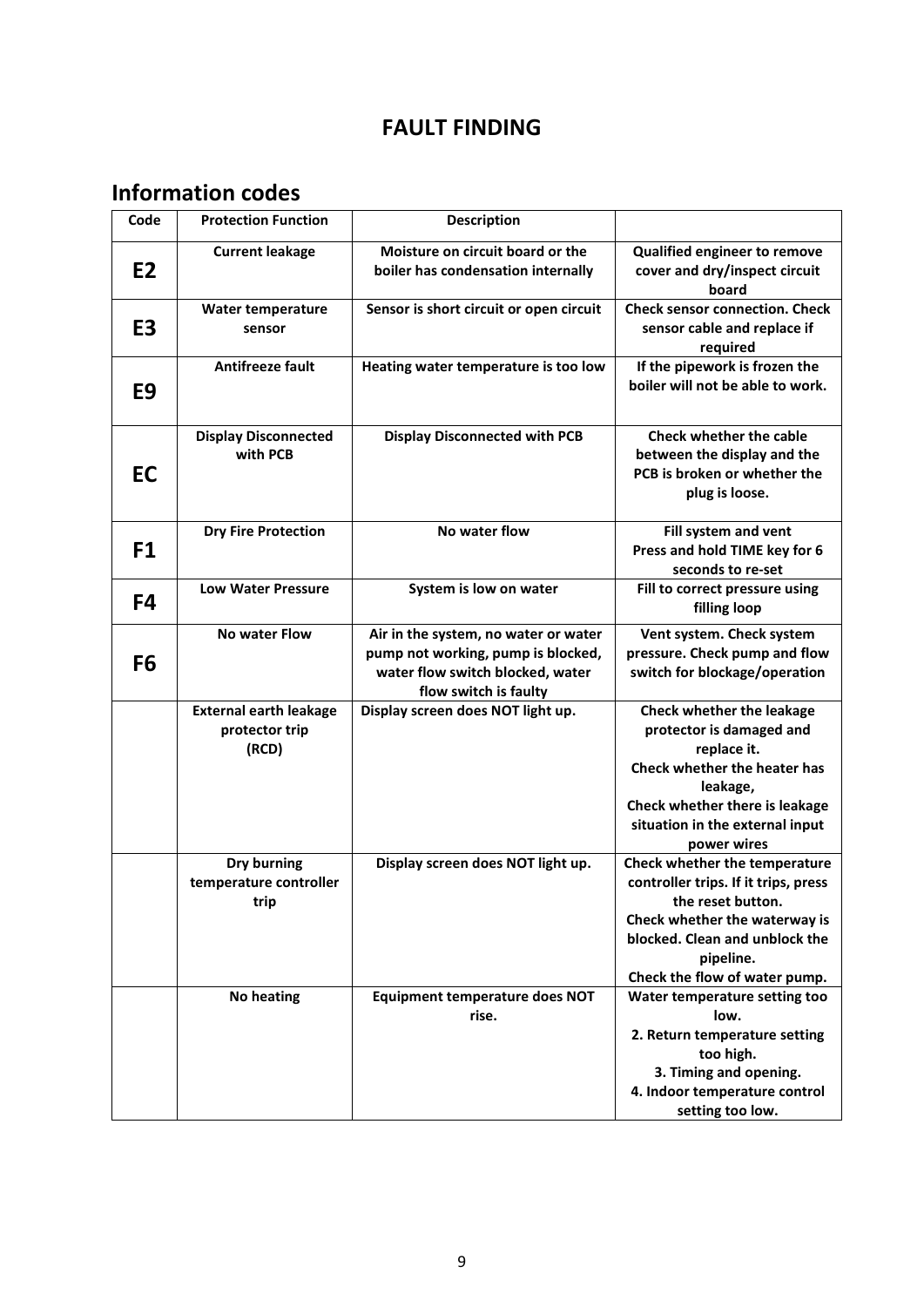# FAULT FINDING

## Information codes

| Code | Protection Function | Description | |
|---|---|---|---|
| **E2** | **Current leakage** | **Moisture on circuit board or the boiler has condensation internally** | **Qualified engineer to remove cover and dry/inspect circuit board** |
| **E3** | **Water temperature sensor** | **Sensor is short circuit or open circuit** | **Check sensor connection. Check sensor cable and replace if required** |
| **E9** | **Antifreeze fault** | **Heating water temperature is too low** | **If the pipework is frozen the boiler will not be able to work.** |
| **EC** | **Display Disconnected with PCB** | **Display Disconnected with PCB** | **Check whether the cable between the display and the PCB is broken or whether the plug is loose.** |
| **F1** | **Dry Fire Protection** | **No water flow** | **Fill system and vent Press and hold TIME key for 6 seconds to re-set** |
| **F4** | **Low Water Pressure** | **System is low on water** | **Fill to correct pressure using filling loop** |
| **F6** | **No water Flow** | **Air in the system, no water or water pump not working, pump is blocked, water flow switch blocked, water flow switch is faulty** | **Vent system. Check system pressure. Check pump and flow switch for blockage/operation** |
| | **External earth leakage protector trip (RCD)** | **Display screen does NOT light up.** | **Check whether the leakage protector is damaged and replace it. Check whether the heater has leakage, Check whether there is leakage situation in the external input power wires** |
| | **Dry burning temperature controller trip** | **Display screen does NOT light up.** | **Check whether the temperature controller trips. If it trips, press the reset button. Check whether the waterway is blocked. Clean and unblock the pipeline. Check the flow of water pump.** |
| | **No heating** | **Equipment temperature does NOT rise.** | **Water temperature setting too low. 2. Return temperature setting too high. 3. Timing and opening. 4. Indoor temperature control setting too low.** |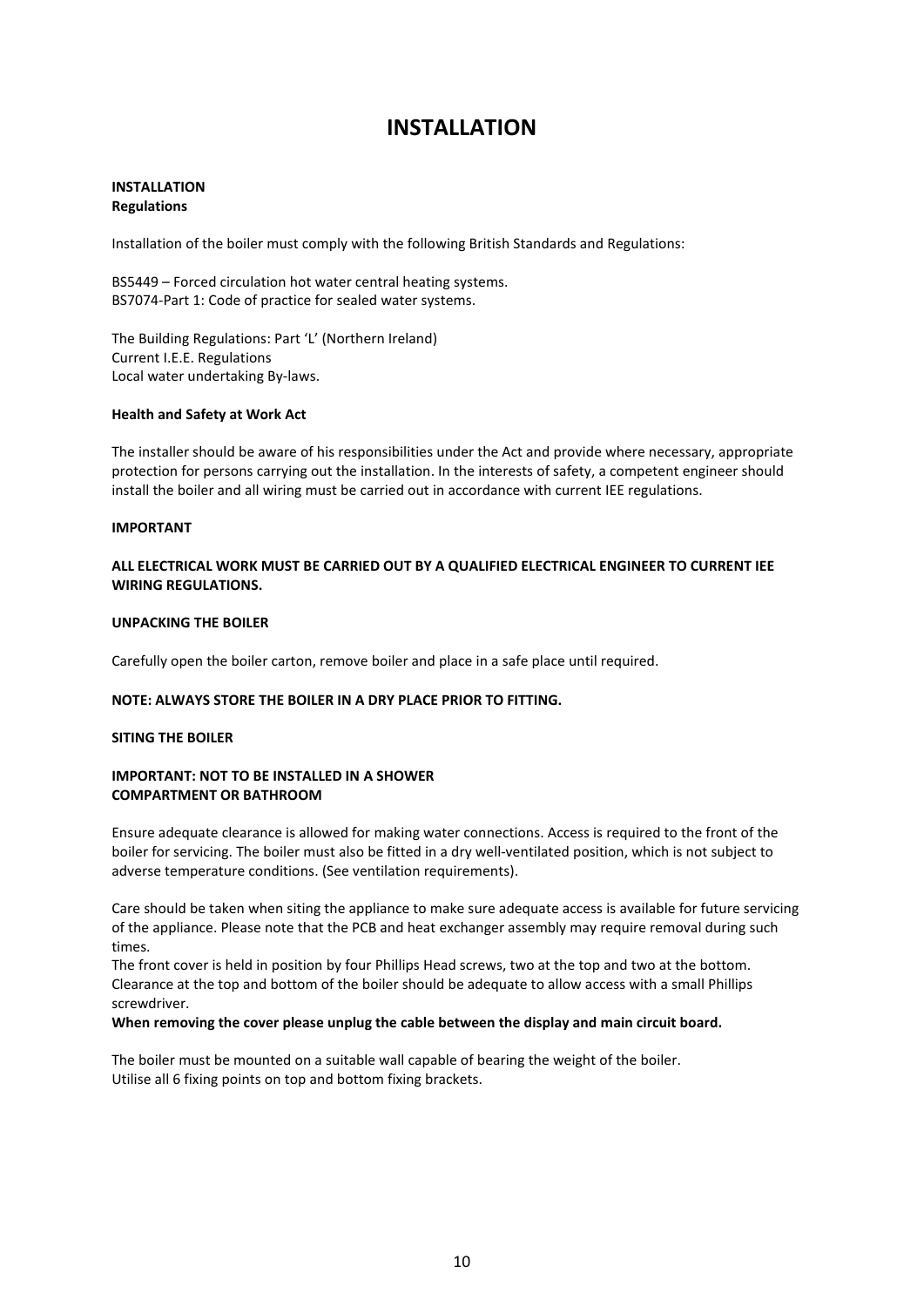# INSTALLATION

**INSTALLATION**
**Regulations**

Installation of the boiler must comply with the following British Standards and Regulations:

BS5449 – Forced circulation hot water central heating systems.
BS7074-Part 1: Code of practice for sealed water systems.

The Building Regulations: Part 'L' (Northern Ireland)
Current I.E.E. Regulations
Local water undertaking By-laws.

**Health and Safety at Work Act**

The installer should be aware of his responsibilities under the Act and provide where necessary, appropriate protection for persons carrying out the installation. In the interests of safety, a competent engineer should install the boiler and all wiring must be carried out in accordance with current IEE regulations.

**IMPORTANT**

**ALL ELECTRICAL WORK MUST BE CARRIED OUT BY A QUALIFIED ELECTRICAL ENGINEER TO CURRENT IEE WIRING REGULATIONS.**

**UNPACKING THE BOILER**

Carefully open the boiler carton, remove boiler and place in a safe place until required.

**NOTE: ALWAYS STORE THE BOILER IN A DRY PLACE PRIOR TO FITTING.**

**SITING THE BOILER**

**IMPORTANT: NOT TO BE INSTALLED IN A SHOWER COMPARTMENT OR BATHROOM**

Ensure adequate clearance is allowed for making water connections. Access is required to the front of the boiler for servicing. The boiler must also be fitted in a dry well-ventilated position, which is not subject to adverse temperature conditions. (See ventilation requirements).

Care should be taken when siting the appliance to make sure adequate access is available for future servicing of the appliance. Please note that the PCB and heat exchanger assembly may require removal during such times.
The front cover is held in position by four Phillips Head screws, two at the top and two at the bottom. Clearance at the top and bottom of the boiler should be adequate to allow access with a small Phillips screwdriver.
**When removing the cover please unplug the cable between the display and main circuit board.**

The boiler must be mounted on a suitable wall capable of bearing the weight of the boiler.
Utilise all 6 fixing points on top and bottom fixing brackets.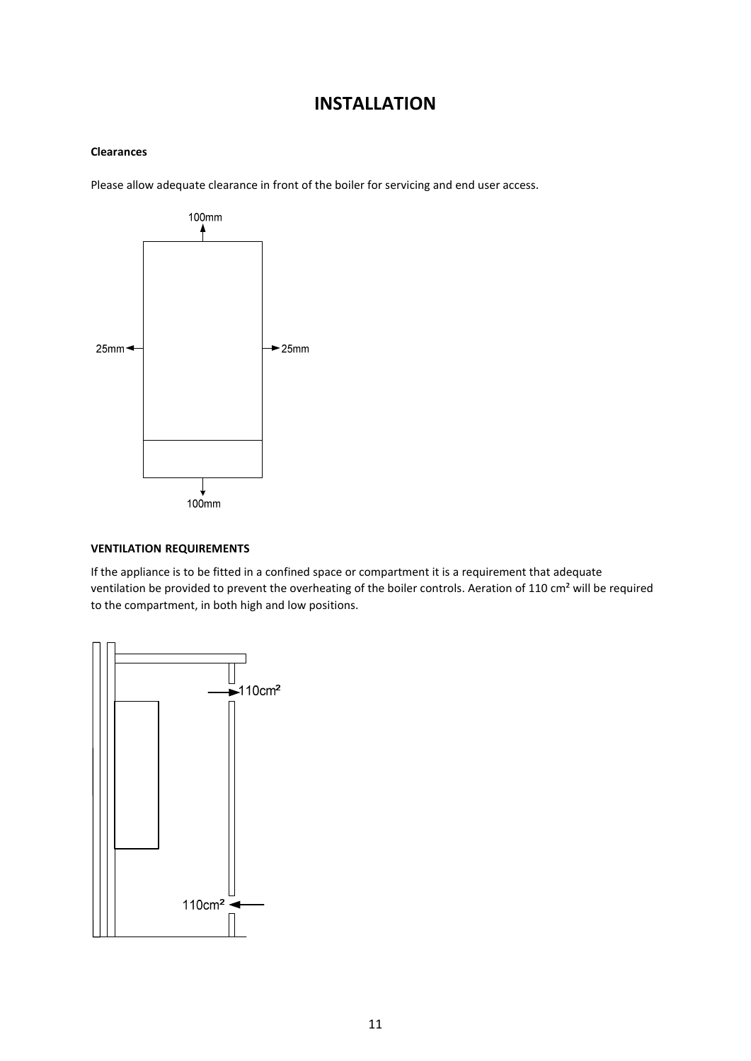# INSTALLATION

**Clearances**

Please allow adequate clearance in front of the boiler for servicing and end user access.

100mm

25mm

25mm

100mm

**VENTILATION REQUIREMENTS**

If the appliance is to be fitted in a confined space or compartment it is a requirement that adequate ventilation be provided to prevent the overheating of the boiler controls. Aeration of 110 cm² will be required to the compartment, in both high and low positions.

110cm²

110cm²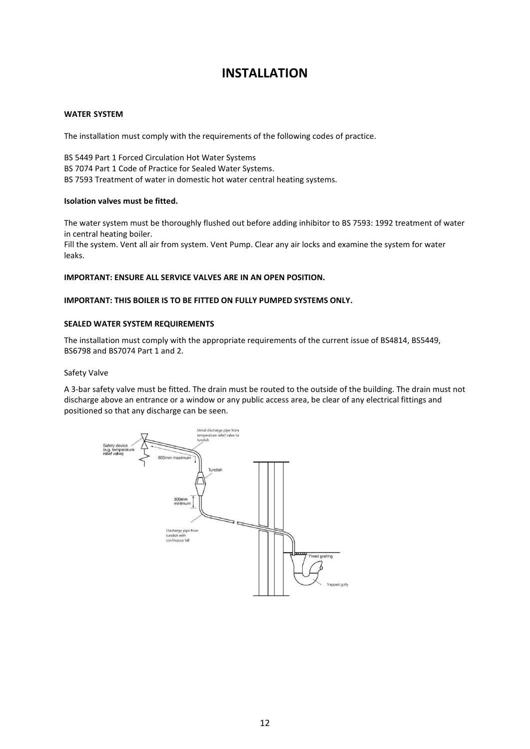# INSTALLATION

**WATER SYSTEM**

The installation must comply with the requirements of the following codes of practice.

BS 5449 Part 1 Forced Circulation Hot Water Systems
BS 7074 Part 1 Code of Practice for Sealed Water Systems.
BS 7593 Treatment of water in domestic hot water central heating systems.

**Isolation valves must be fitted.**

The water system must be thoroughly flushed out before adding inhibitor to BS 7593: 1992 treatment of water in central heating boiler.
Fill the system. Vent all air from system. Vent Pump. Clear any air locks and examine the system for water leaks.

**IMPORTANT: ENSURE ALL SERVICE VALVES ARE IN AN OPEN POSITION.**

**IMPORTANT: THIS BOILER IS TO BE FITTED ON FULLY PUMPED SYSTEMS ONLY.**

**SEALED WATER SYSTEM REQUIREMENTS**

The installation must comply with the appropriate requirements of the current issue of BS4814, BS5449, BS6798 and BS7074 Part 1 and 2.

Safety Valve

A 3-bar safety valve must be fitted. The drain must be routed to the outside of the building. The drain must not discharge above an entrance or a window or any public access area, be clear of any electrical fittings and positioned so that any discharge can be seen.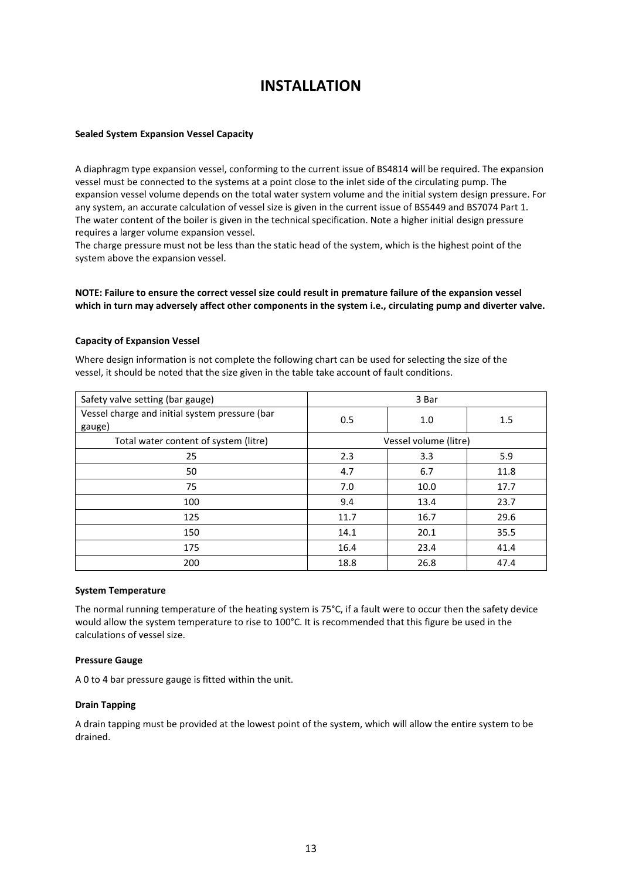# INSTALLATION

**Sealed System Expansion Vessel Capacity**

A diaphragm type expansion vessel, conforming to the current issue of BS4814 will be required. The expansion vessel must be connected to the systems at a point close to the inlet side of the circulating pump. The expansion vessel volume depends on the total water system volume and the initial system design pressure. For any system, an accurate calculation of vessel size is given in the current issue of BS5449 and BS7074 Part 1. The water content of the boiler is given in the technical specification. Note a higher initial design pressure requires a larger volume expansion vessel.
The charge pressure must not be less than the static head of the system, which is the highest point of the system above the expansion vessel.

**NOTE: Failure to ensure the correct vessel size could result in premature failure of the expansion vessel which in turn may adversely affect other components in the system i.e., circulating pump and diverter valve.**

**Capacity of Expansion Vessel**

Where design information is not complete the following chart can be used for selecting the size of the vessel, it should be noted that the size given in the table take account of fault conditions.

| Safety valve setting (bar gauge) | 3 Bar | | |
|---|---|---|---|
| Vessel charge and initial system pressure (bar gauge) | 0.5 | 1.0 | 1.5 |
| Total water content of system (litre) | Vessel volume (litre) | | |
| 25 | 2.3 | 3.3 | 5.9 |
| 50 | 4.7 | 6.7 | 11.8 |
| 75 | 7.0 | 10.0 | 17.7 |
| 100 | 9.4 | 13.4 | 23.7 |
| 125 | 11.7 | 16.7 | 29.6 |
| 150 | 14.1 | 20.1 | 35.5 |
| 175 | 16.4 | 23.4 | 41.4 |
| 200 | 18.8 | 26.8 | 47.4 |

**System Temperature**

The normal running temperature of the heating system is 75°C, if a fault were to occur then the safety device would allow the system temperature to rise to 100°C. It is recommended that this figure be used in the calculations of vessel size.

**Pressure Gauge**

A 0 to 4 bar pressure gauge is fitted within the unit.

**Drain Tapping**

A drain tapping must be provided at the lowest point of the system, which will allow the entire system to be drained.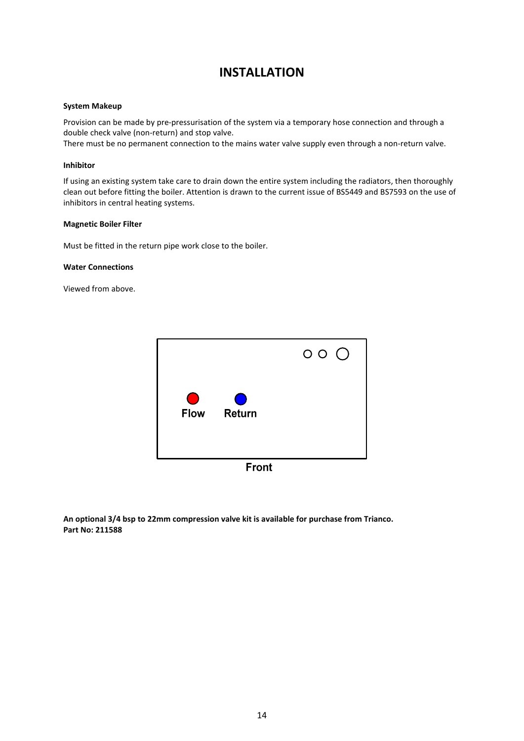# INSTALLATION

**System Makeup**

Provision can be made by pre-pressurisation of the system via a temporary hose connection and through a double check valve (non-return) and stop valve.
There must be no permanent connection to the mains water valve supply even through a non-return valve.

**Inhibitor**

If using an existing system take care to drain down the entire system including the radiators, then thoroughly clean out before fitting the boiler. Attention is drawn to the current issue of BS5449 and BS7593 on the use of inhibitors in central heating systems.

**Magnetic Boiler Filter**

Must be fitted in the return pipe work close to the boiler.

**Water Connections**

Viewed from above.

Flow    Return

Front

**An optional 3/4 bsp to 22mm compression valve kit is available for purchase from Trianco.**
**Part No: 211588**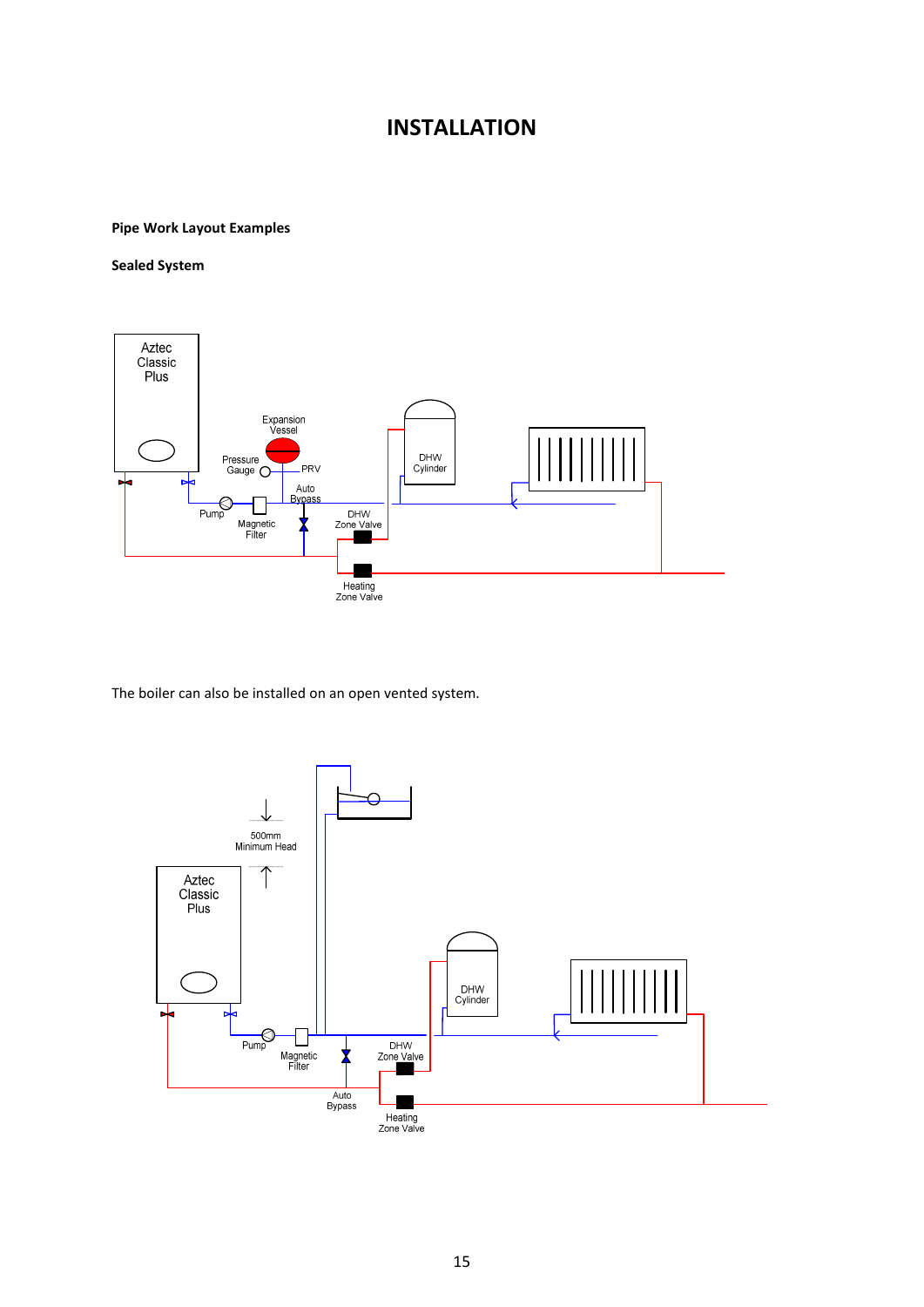# INSTALLATION

**Pipe Work Layout Examples**

**Sealed System**

Aztec Classic Plus

Expansion Vessel

Pressure Gauge

PRV

Auto Bypass

Pump

Magnetic Filter

DHW Zone Valve

DHW Cylinder

Heating Zone Valve

The boiler can also be installed on an open vented system.

500mm Minimum Head

Aztec Classic Plus

DHW Cylinder

Pump

Magnetic Filter

DHW Zone Valve

Auto Bypass

Heating Zone Valve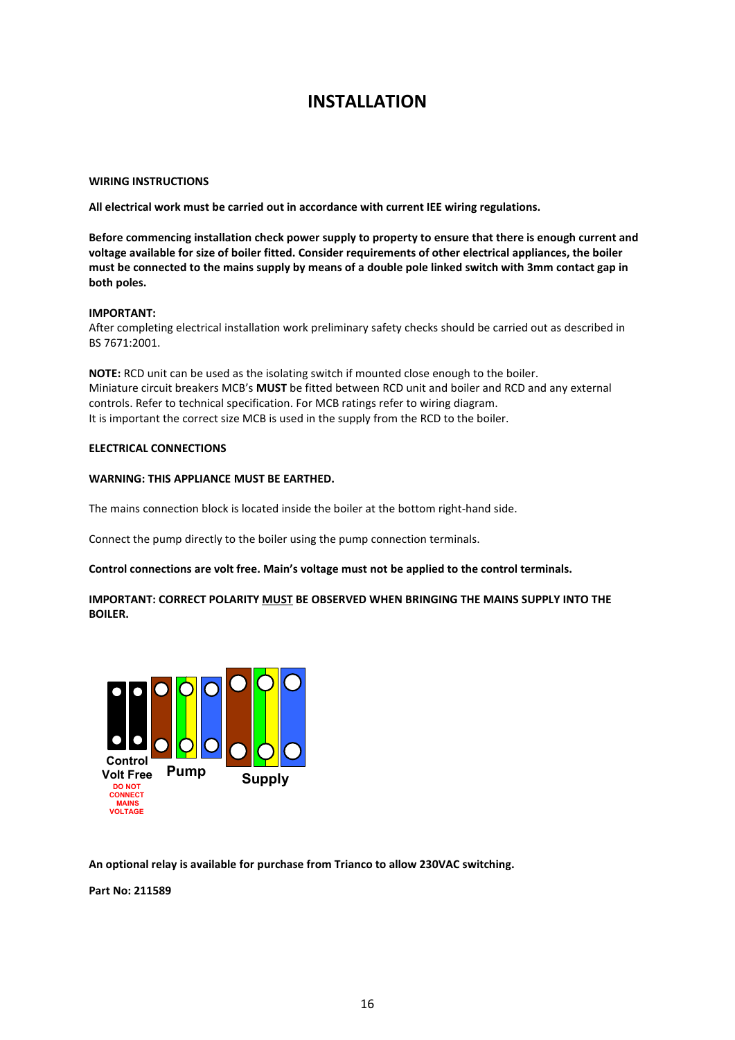# INSTALLATION

**WIRING INSTRUCTIONS**

**All electrical work must be carried out in accordance with current IEE wiring regulations.**

**Before commencing installation check power supply to property to ensure that there is enough current and voltage available for size of boiler fitted. Consider requirements of other electrical appliances, the boiler must be connected to the mains supply by means of a double pole linked switch with 3mm contact gap in both poles.**

**IMPORTANT:**
After completing electrical installation work preliminary safety checks should be carried out as described in BS 7671:2001.

**NOTE:** RCD unit can be used as the isolating switch if mounted close enough to the boiler.
Miniature circuit breakers MCB's **MUST** be fitted between RCD unit and boiler and RCD and any external controls. Refer to technical specification. For MCB ratings refer to wiring diagram.
It is important the correct size MCB is used in the supply from the RCD to the boiler.

**ELECTRICAL CONNECTIONS**

**WARNING: THIS APPLIANCE MUST BE EARTHED.**

The mains connection block is located inside the boiler at the bottom right-hand side.

Connect the pump directly to the boiler using the pump connection terminals.

**Control connections are volt free. Main's voltage must not be applied to the control terminals.**

**IMPORTANT: CORRECT POLARITY MUST BE OBSERVED WHEN BRINGING THE MAINS SUPPLY INTO THE BOILER.**

Control Volt Free
DO NOT CONNECT MAINS VOLTAGE

Pump

Supply

**An optional relay is available for purchase from Trianco to allow 230VAC switching.**

**Part No: 211589**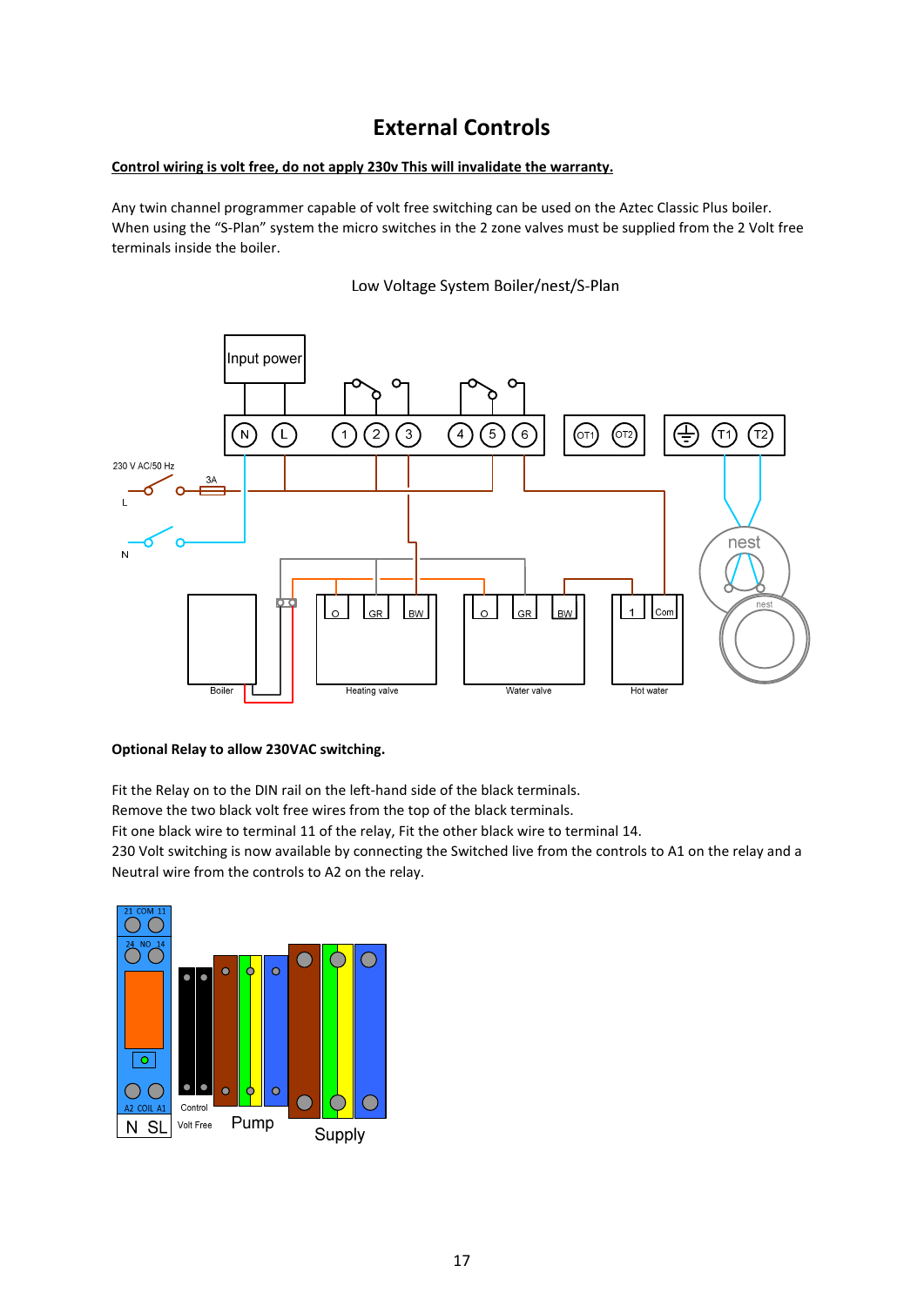# External Controls

**Control wiring is volt free, do not apply 230v This will invalidate the warranty.**

Any twin channel programmer capable of volt free switching can be used on the Aztec Classic Plus boiler. When using the "S-Plan" system the micro switches in the 2 zone valves must be supplied from the 2 Volt free terminals inside the boiler.

Low Voltage System Boiler/nest/S-Plan

**Optional Relay to allow 230VAC switching.**

Fit the Relay on to the DIN rail on the left-hand side of the black terminals.
Remove the two black volt free wires from the top of the black terminals.
Fit one black wire to terminal 11 of the relay, Fit the other black wire to terminal 14.
230 Volt switching is now available by connecting the Switched live from the controls to A1 on the relay and a Neutral wire from the controls to A2 on the relay.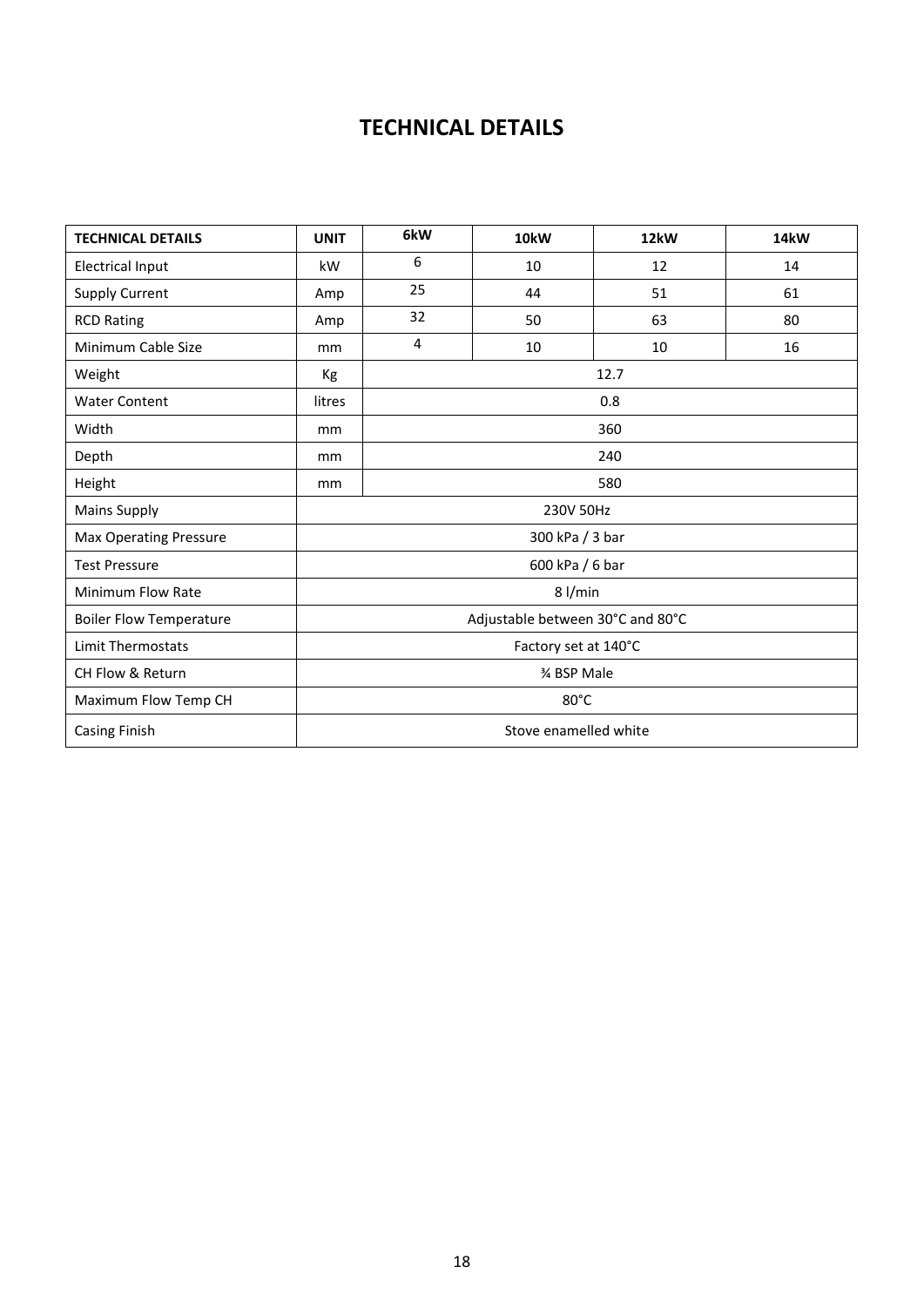# TECHNICAL DETAILS

| TECHNICAL DETAILS | UNIT | 6kW | 10kW | 12kW | 14kW |
|---|---|---|---|---|---|
| Electrical Input | kW | 6 | 10 | 12 | 14 |
| Supply Current | Amp | 25 | 44 | 51 | 61 |
| RCD Rating | Amp | 32 | 50 | 63 | 80 |
| Minimum Cable Size | mm | 4 | 10 | 10 | 16 |
| Weight | Kg | 12.7 | | | |
| Water Content | litres | 0.8 | | | |
| Width | mm | 360 | | | |
| Depth | mm | 240 | | | |
| Height | mm | 580 | | | |
| Mains Supply | 230V 50Hz | | | | |
| Max Operating Pressure | 300 kPa / 3 bar | | | | |
| Test Pressure | 600 kPa / 6 bar | | | | |
| Minimum Flow Rate | 8 l/min | | | | |
| Boiler Flow Temperature | Adjustable between 30°C and 80°C | | | | |
| Limit Thermostats | Factory set at 140°C | | | | |
| CH Flow & Return | ¾ BSP Male | | | | |
| Maximum Flow Temp CH | 80°C | | | | |
| Casing Finish | Stove enamelled white | | | | |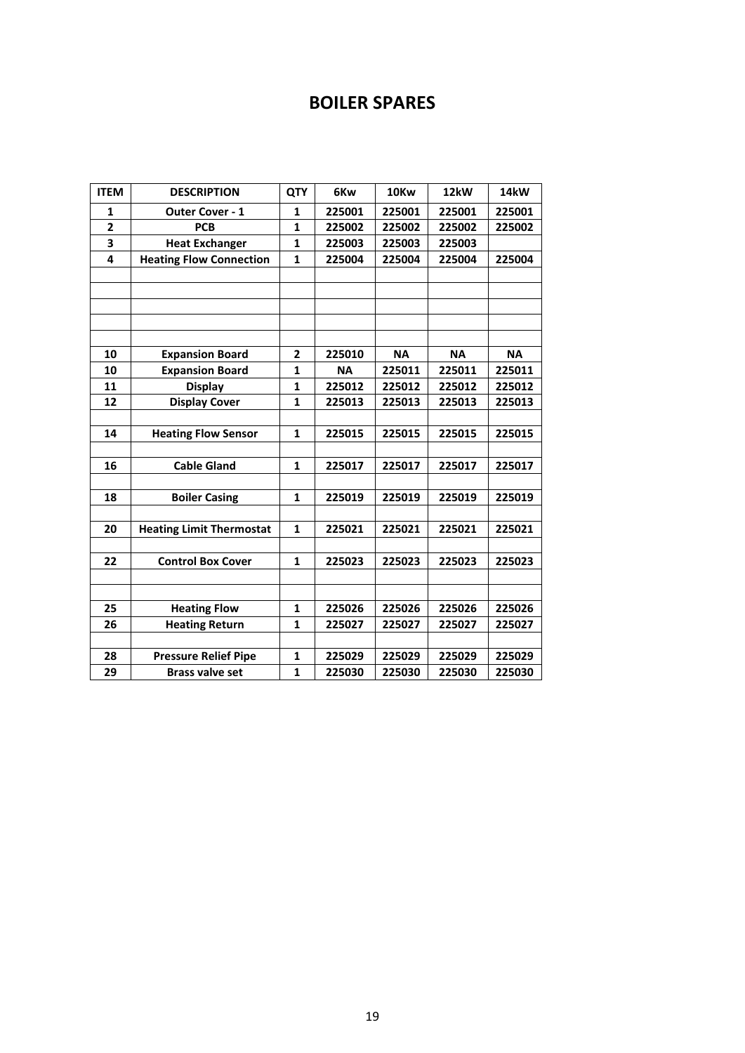# BOILER SPARES

| ITEM | DESCRIPTION | QTY | 6Kw | 10Kw | 12kW | 14kW |
|---|---|---|---|---|---|---|
| 1 | Outer Cover - 1 | 1 | 225001 | 225001 | 225001 | 225001 |
| 2 | PCB | 1 | 225002 | 225002 | 225002 | 225002 |
| 3 | Heat Exchanger | 1 | 225003 | 225003 | 225003 | |
| 4 | Heating Flow Connection | 1 | 225004 | 225004 | 225004 | 225004 |
| | | | | | | |
| | | | | | | |
| | | | | | | |
| | | | | | | |
| | | | | | | |
| 10 | Expansion Board | 2 | 225010 | NA | NA | NA |
| 10 | Expansion Board | 1 | NA | 225011 | 225011 | 225011 |
| 11 | Display | 1 | 225012 | 225012 | 225012 | 225012 |
| 12 | Display Cover | 1 | 225013 | 225013 | 225013 | 225013 |
| | | | | | | |
| 14 | Heating Flow Sensor | 1 | 225015 | 225015 | 225015 | 225015 |
| | | | | | | |
| 16 | Cable Gland | 1 | 225017 | 225017 | 225017 | 225017 |
| | | | | | | |
| 18 | Boiler Casing | 1 | 225019 | 225019 | 225019 | 225019 |
| | | | | | | |
| 20 | Heating Limit Thermostat | 1 | 225021 | 225021 | 225021 | 225021 |
| | | | | | | |
| 22 | Control Box Cover | 1 | 225023 | 225023 | 225023 | 225023 |
| | | | | | | |
| | | | | | | |
| 25 | Heating Flow | 1 | 225026 | 225026 | 225026 | 225026 |
| 26 | Heating Return | 1 | 225027 | 225027 | 225027 | 225027 |
| | | | | | | |
| 28 | Pressure Relief Pipe | 1 | 225029 | 225029 | 225029 | 225029 |
| 29 | Brass valve set | 1 | 225030 | 225030 | 225030 | 225030 |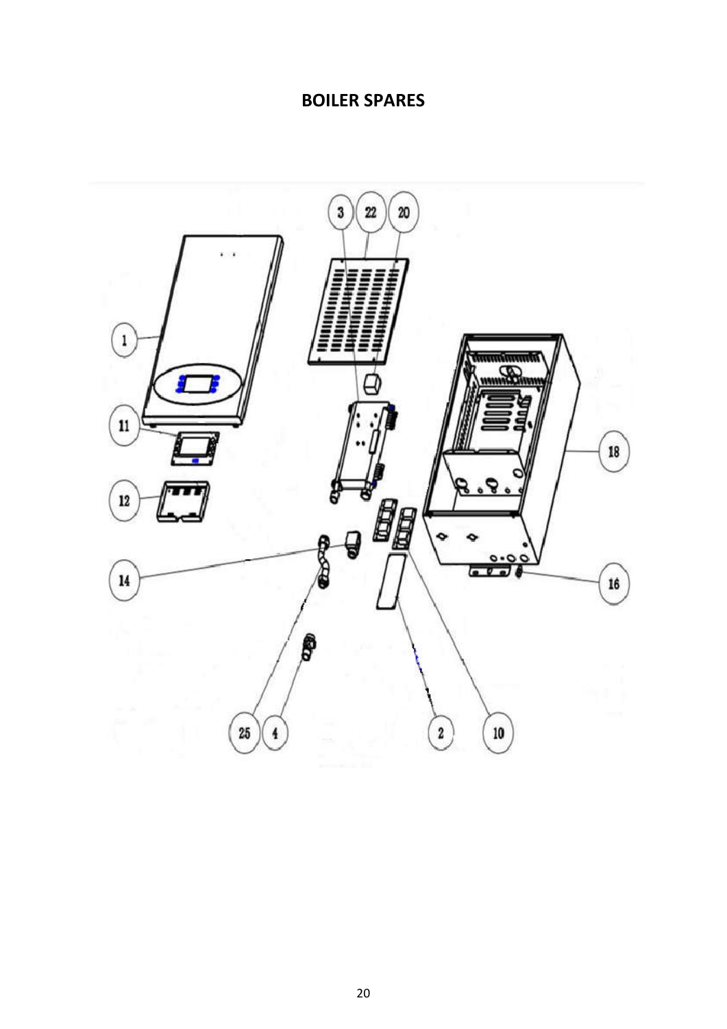# BOILER SPARES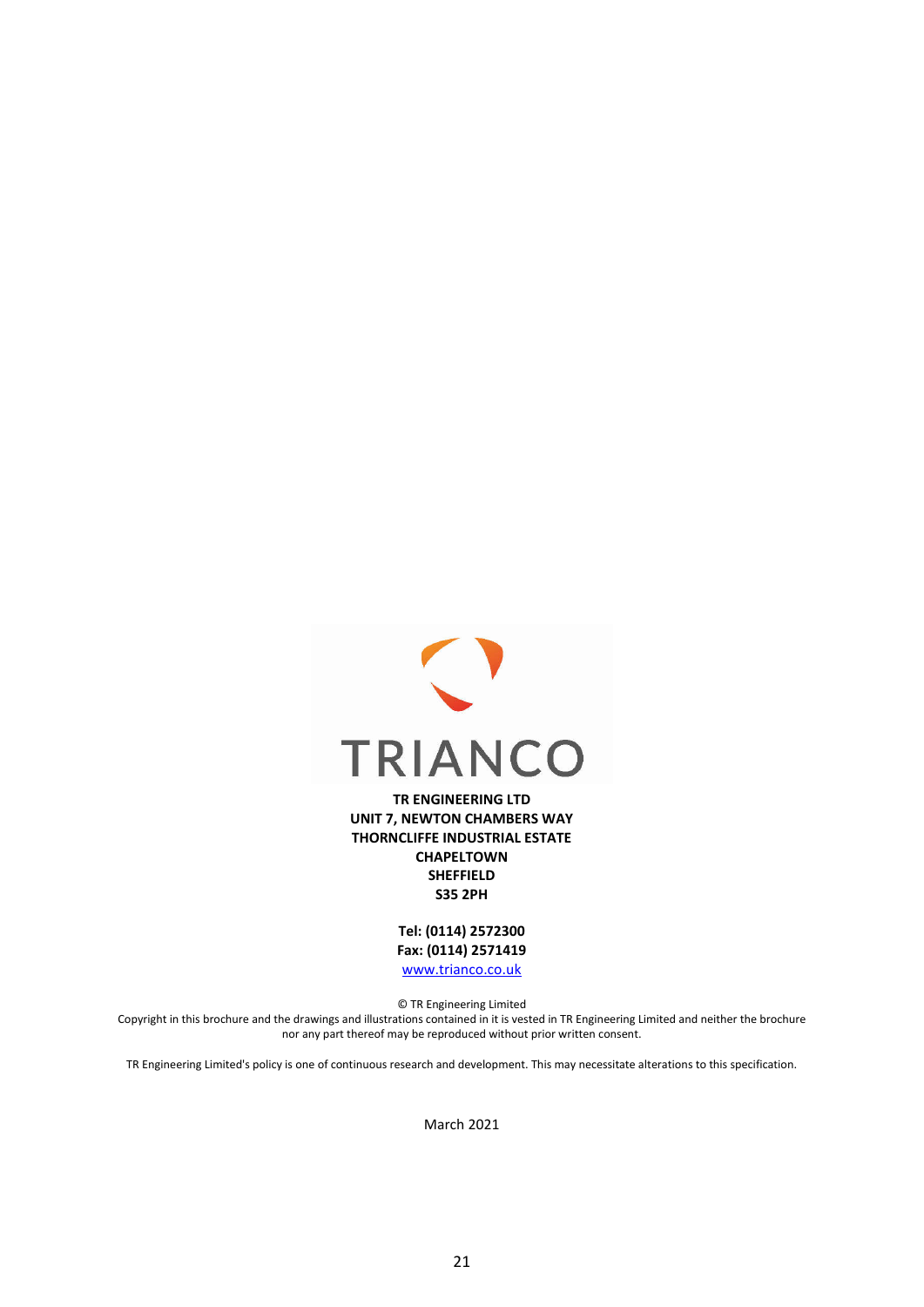TRIANCO

**TR ENGINEERING LTD**
**UNIT 7, NEWTON CHAMBERS WAY**
**THORNCLIFFE INDUSTRIAL ESTATE**
**CHAPELTOWN**
**SHEFFIELD**
**S35 2PH**

**Tel: (0114) 2572300**
**Fax: (0114) 2571419**
www.trianco.co.uk

© TR Engineering Limited
Copyright in this brochure and the drawings and illustrations contained in it is vested in TR Engineering Limited and neither the brochure nor any part thereof may be reproduced without prior written consent.

TR Engineering Limited's policy is one of continuous research and development. This may necessitate alterations to this specification.

March 2021